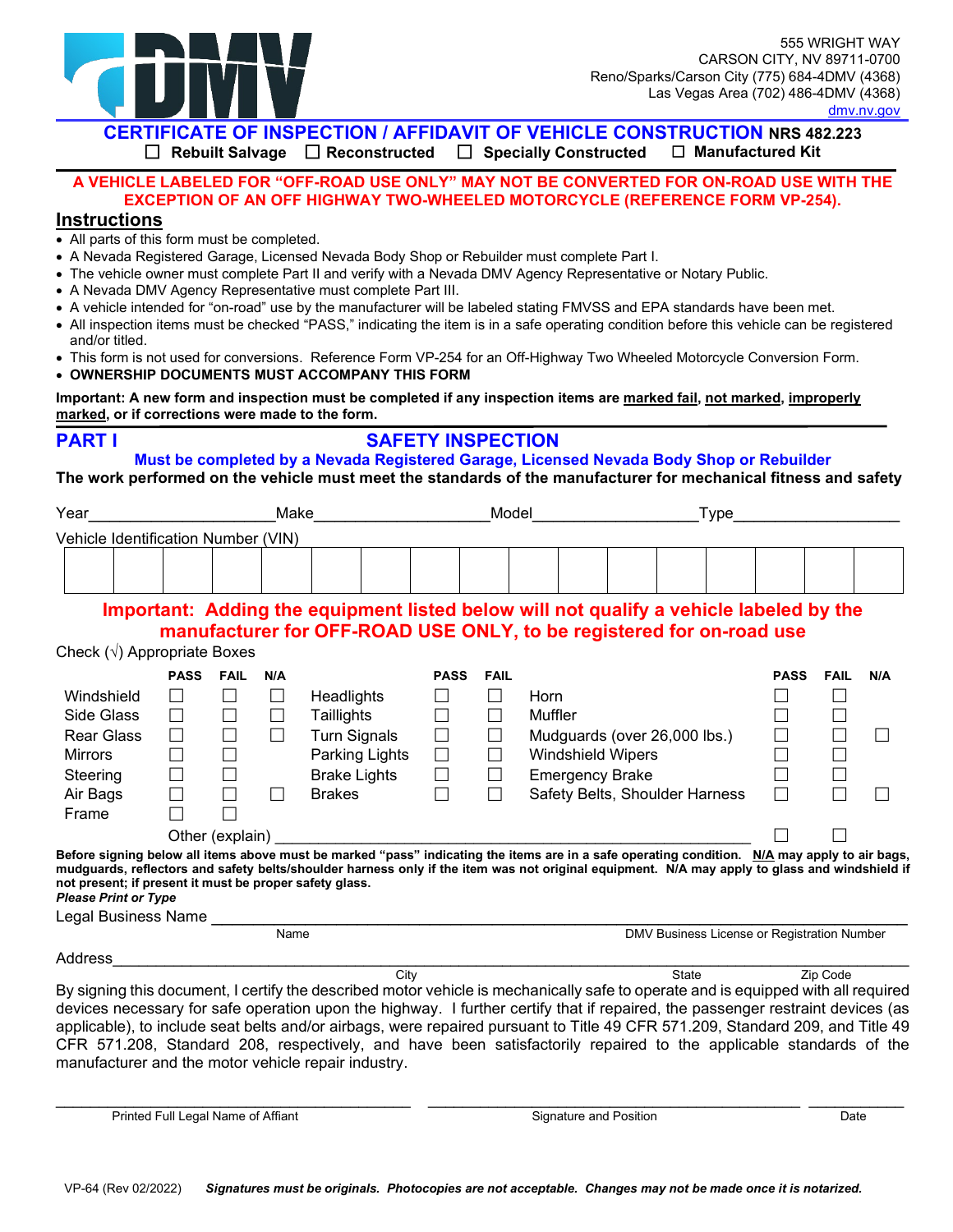DMV

555 WRIGHT WAY
CARSON CITY, NV 89711-0700
Reno/Sparks/Carson City (775) 684-4DMV (4368)
Las Vegas Area (702) 486-4DMV (4368)
dmv.nv.gov

# CERTIFICATE OF INSPECTION / AFFIDAVIT OF VEHICLE CONSTRUCTION NRS 482.223

☐ **Rebuilt Salvage** ☐ **Reconstructed** ☐ **Specially Constructed** ☐ **Manufactured Kit**

**A VEHICLE LABELED FOR "OFF-ROAD USE ONLY" MAY NOT BE CONVERTED FOR ON-ROAD USE WITH THE EXCEPTION OF AN OFF HIGHWAY TWO-WHEELED MOTORCYCLE (REFERENCE FORM VP-254).**

## Instructions

- All parts of this form must be completed.
- A Nevada Registered Garage, Licensed Nevada Body Shop or Rebuilder must complete Part I.
- The vehicle owner must complete Part II and verify with a Nevada DMV Agency Representative or Notary Public.
- A Nevada DMV Agency Representative must complete Part III.
- A vehicle intended for "on-road" use by the manufacturer will be labeled stating FMVSS and EPA standards have been met.
- All inspection items must be checked "PASS," indicating the item is in a safe operating condition before this vehicle can be registered and/or titled.
- This form is not used for conversions. Reference Form VP-254 for an Off-Highway Two Wheeled Motorcycle Conversion Form.
- **OWNERSHIP DOCUMENTS MUST ACCOMPANY THIS FORM**

**Important: A new form and inspection must be completed if any inspection items are marked fail, not marked, improperly marked, or if corrections were made to the form.**

## PART I SAFETY INSPECTION

**Must be completed by a Nevada Registered Garage, Licensed Nevada Body Shop or Rebuilder**

**The work performed on the vehicle must meet the standards of the manufacturer for mechanical fitness and safety**

Year____________________ Make____________________ Model____________________ Type____________________

Vehicle Identification Number (VIN)

| | | | | | | | | | | | | | | | | |
|---|---|---|---|---|---|---|---|---|---|---|---|---|---|---|---|---|
| | | | | | | | | | | | | | | | | |

**Important: Adding the equipment listed below will not qualify a vehicle labeled by the manufacturer for OFF-ROAD USE ONLY, to be registered for on-road use**

Check (√) Appropriate Boxes

| | PASS | FAIL | N/A | | PASS | FAIL | | PASS | FAIL | N/A |
|---|---|---|---|---|---|---|---|---|---|---|
| Windshield | ☐ | ☐ | ☐ | Headlights | ☐ | ☐ | Horn | ☐ | ☐ | |
| Side Glass | ☐ | ☐ | ☐ | Taillights | ☐ | ☐ | Muffler | ☐ | ☐ | |
| Rear Glass | ☐ | ☐ | ☐ | Turn Signals | ☐ | ☐ | Mudguards (over 26,000 lbs.) | ☐ | ☐ | ☐ |
| Mirrors | ☐ | ☐ | | Parking Lights | ☐ | ☐ | Windshield Wipers | ☐ | ☐ | |
| Steering | ☐ | ☐ | | Brake Lights | ☐ | ☐ | Emergency Brake | ☐ | ☐ | |
| Air Bags | ☐ | ☐ | ☐ | Brakes | ☐ | ☐ | Safety Belts, Shoulder Harness | ☐ | ☐ | ☐ |
| Frame | ☐ | ☐ | | | | | | | | |
| | Other (explain) ______ | | | | | | | ☐ | ☐ | |

**Before signing below all items above must be marked "pass" indicating the items are in a safe operating condition. N/A may apply to air bags, mudguards, reflectors and safety belts/shoulder harness only if the item was not original equipment. N/A may apply to glass and windshield if not present; if present it must be proper safety glass.**

***Please Print or Type***

Legal Business Name ______________________________________________________________
Name DMV Business License or Registration Number

Address______________________________________________________________________
City State Zip Code

By signing this document, I certify the described motor vehicle is mechanically safe to operate and is equipped with all required devices necessary for safe operation upon the highway. I further certify that if repaired, the passenger restraint devices (as applicable), to include seat belts and/or airbags, were repaired pursuant to Title 49 CFR 571.209, Standard 209, and Title 49 CFR 571.208, Standard 208, respectively, and have been satisfactorily repaired to the applicable standards of the manufacturer and the motor vehicle repair industry.

______________________________ ______________________________ ____________
Printed Full Legal Name of Affiant Signature and Position Date

VP-64 (Rev 02/2022) ***Signatures must be originals. Photocopies are not acceptable. Changes may not be made once it is notarized.***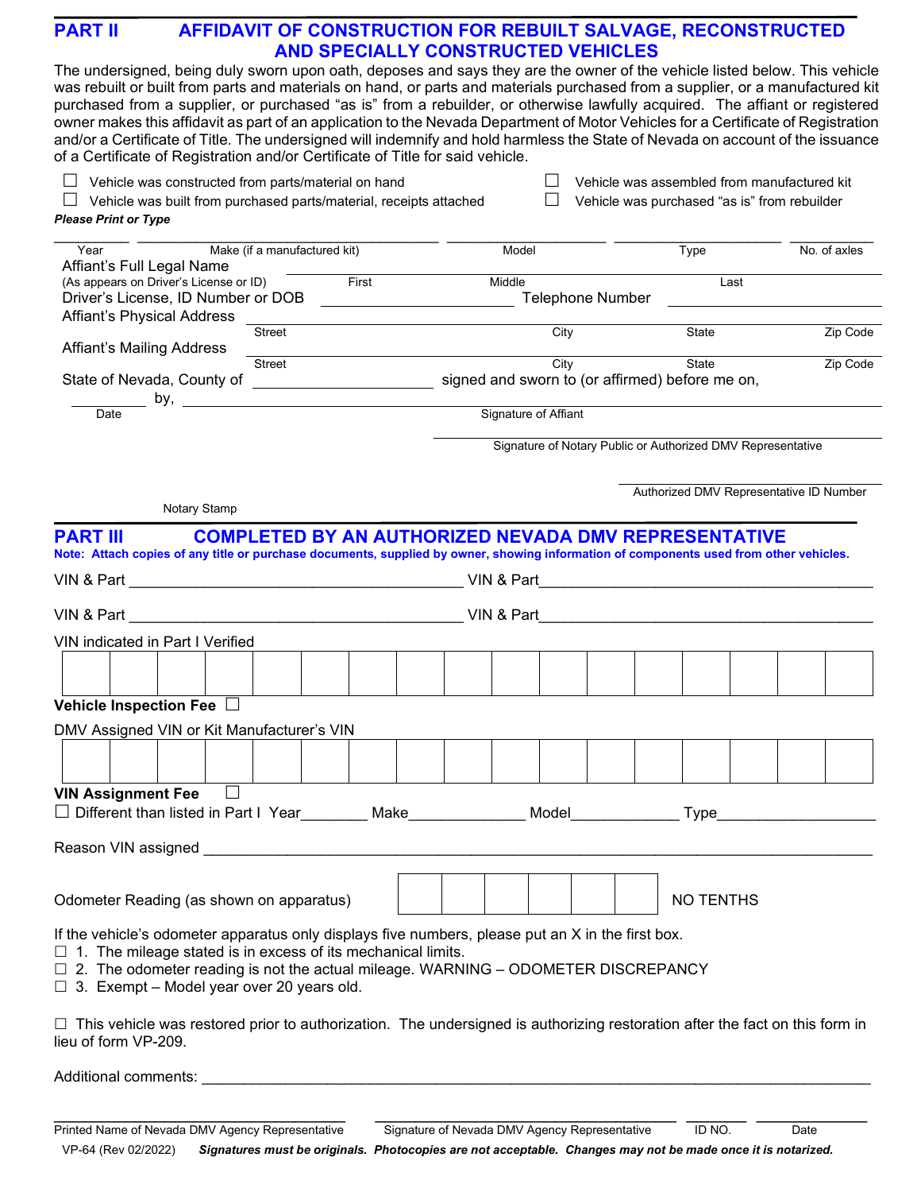## PART II AFFIDAVIT OF CONSTRUCTION FOR REBUILT SALVAGE, RECONSTRUCTED AND SPECIALLY CONSTRUCTED VEHICLES

The undersigned, being duly sworn upon oath, deposes and says they are the owner of the vehicle listed below. This vehicle was rebuilt or built from parts and materials on hand, or parts and materials purchased from a supplier, or a manufactured kit purchased from a supplier, or purchased "as is" from a rebuilder, or otherwise lawfully acquired. The affiant or registered owner makes this affidavit as part of an application to the Nevada Department of Motor Vehicles for a Certificate of Registration and/or a Certificate of Title. The undersigned will indemnify and hold harmless the State of Nevada on account of the issuance of a Certificate of Registration and/or Certificate of Title for said vehicle.

☐ Vehicle was constructed from parts/material on hand

☐ Vehicle was built from purchased parts/material, receipts attached

☐ Vehicle was assembled from manufactured kit

☐ Vehicle was purchased "as is" from rebuilder

***Please Print or Type***

| Year | Make (if a manufactured kit) | Model | Type | No. of axles |
|---|---|---|---|---|
| | | | | |

Affiant's Full Legal Name (As appears on Driver's License or ID) ______ First ______ Middle ______ Last ______

Driver's License, ID Number or DOB ______________ Telephone Number ______________

Affiant's Physical Address ______ Street ______ City ______ State ______ Zip Code

Affiant's Mailing Address ______ Street ______ City ______ State ______ Zip Code

State of Nevada, County of ______________ signed and sworn to (or affirmed) before me on,

______ by, ______________________________
Date Signature of Affiant

______________________________
Signature of Notary Public or Authorized DMV Representative

______________________________
Authorized DMV Representative ID Number

Notary Stamp

## PART III COMPLETED BY AN AUTHORIZED NEVADA DMV REPRESENTATIVE

**Note: Attach copies of any title or purchase documents, supplied by owner, showing information of components used from other vehicles.**

VIN & Part ______________________________ VIN & Part ______________________________

VIN & Part ______________________________ VIN & Part ______________________________

VIN indicated in Part I Verified

| | | | | | | | | | | | | | | | | |
|---|---|---|---|---|---|---|---|---|---|---|---|---|---|---|---|---|
| | | | | | | | | | | | | | | | | |

**Vehicle Inspection Fee** ☐

DMV Assigned VIN or Kit Manufacturer's VIN

| | | | | | | | | | | | | | | | | |
|---|---|---|---|---|---|---|---|---|---|---|---|---|---|---|---|---|
| | | | | | | | | | | | | | | | | |

**VIN Assignment Fee** ☐

☐ Different than listed in Part I Year________ Make______________ Model_____________ Type__________________

Reason VIN assigned ______________________________________________________________

Odometer Reading (as shown on apparatus) | | | | | | | NO TENTHS

If the vehicle's odometer apparatus only displays five numbers, please put an X in the first box.

☐ 1. The mileage stated is in excess of its mechanical limits.

☐ 2. The odometer reading is not the actual mileage. WARNING – ODOMETER DISCREPANCY

☐ 3. Exempt – Model year over 20 years old.

☐ This vehicle was restored prior to authorization. The undersigned is authorizing restoration after the fact on this form in lieu of form VP-209.

Additional comments: ______________________________________________________________

______________________ ______________________ ______ ______
Printed Name of Nevada DMV Agency Representative | Signature of Nevada DMV Agency Representative | ID NO. | Date

VP-64 (Rev 02/2022) ***Signatures must be originals. Photocopies are not acceptable. Changes may not be made once it is notarized.***